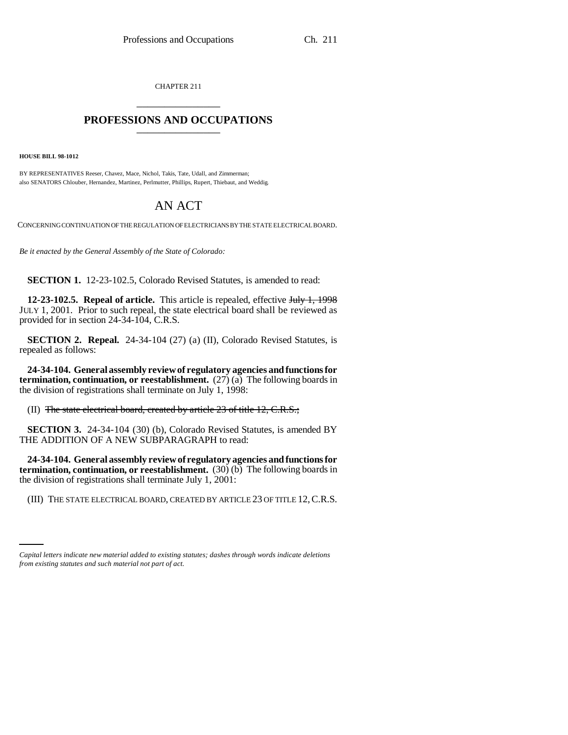CHAPTER 211

# PROFESSIONS AND OCCUPATIONS

**HOUSE BILL 98-1012**

BY REPRESENTATIVES Reeser, Chavez, Mace, Nichol, Takis, Tate, Udall, and Zimmerman;
also SENATORS Chlouber, Hernandez, Martinez, Perlmutter, Phillips, Rupert, Thiebaut, and Weddig.

# AN ACT

CONCERNING CONTINUATION OF THE REGULATION OF ELECTRICIANS BY THE STATE ELECTRICAL BOARD.

*Be it enacted by the General Assembly of the State of Colorado:*

**SECTION 1.** 12-23-102.5, Colorado Revised Statutes, is amended to read:

**12-23-102.5. Repeal of article.** This article is repealed, effective ~~July 1, 1998~~ JULY 1, 2001. Prior to such repeal, the state electrical board shall be reviewed as provided for in section 24-34-104, C.R.S.

**SECTION 2. Repeal.** 24-34-104 (27) (a) (II), Colorado Revised Statutes, is repealed as follows:

**24-34-104. General assembly review of regulatory agencies and functions for termination, continuation, or reestablishment.** (27) (a) The following boards in the division of registrations shall terminate on July 1, 1998:

(II) ~~The state electrical board, created by article 23 of title 12, C.R.S.;~~

**SECTION 3.** 24-34-104 (30) (b), Colorado Revised Statutes, is amended BY THE ADDITION OF A NEW SUBPARAGRAPH to read:

**24-34-104. General assembly review of regulatory agencies and functions for termination, continuation, or reestablishment.** (30) (b) The following boards in the division of registrations shall terminate July 1, 2001:

(III) THE STATE ELECTRICAL BOARD, CREATED BY ARTICLE 23 OF TITLE 12, C.R.S.

*Capital letters indicate new material added to existing statutes; dashes through words indicate deletions from existing statutes and such material not part of act.*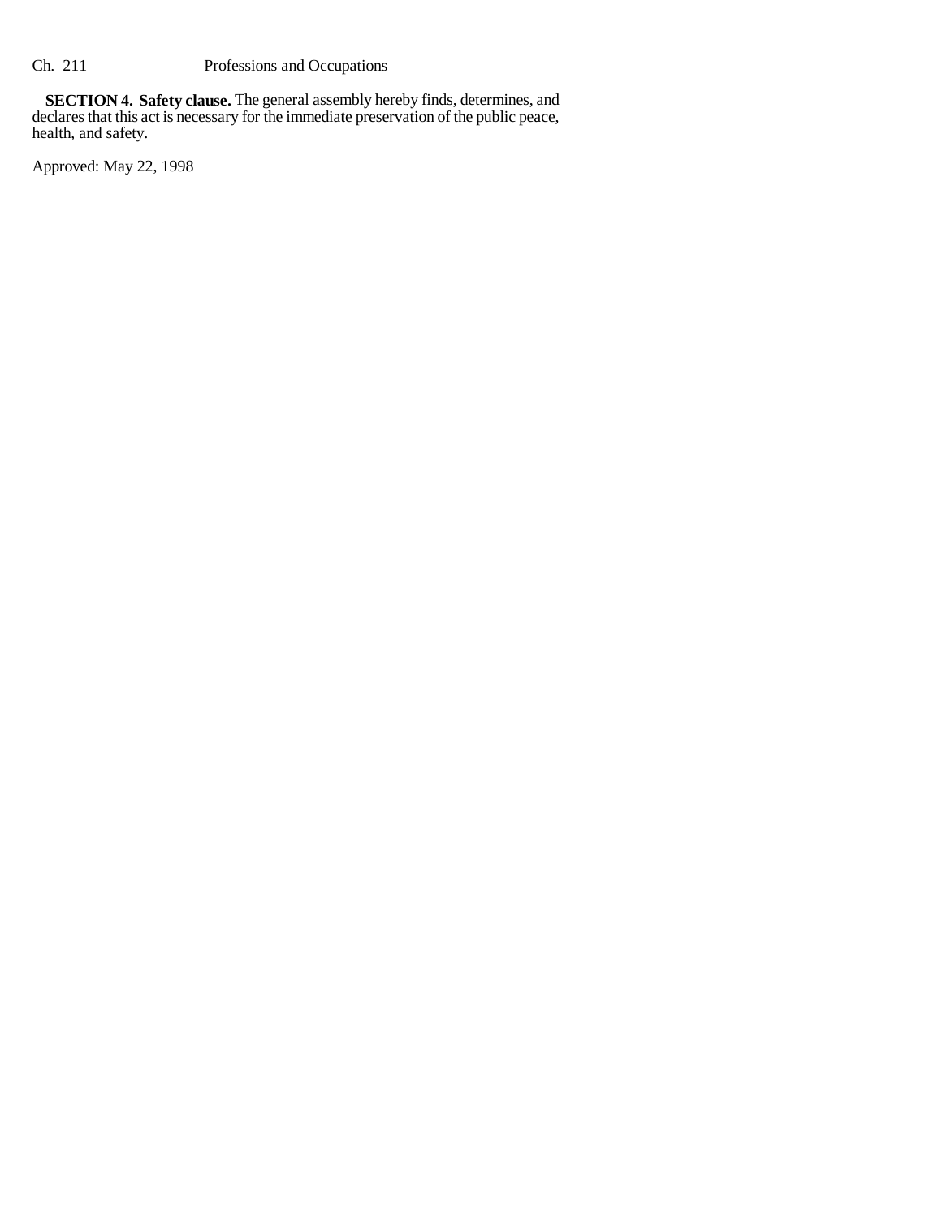**SECTION 4. Safety clause.** The general assembly hereby finds, determines, and declares that this act is necessary for the immediate preservation of the public peace, health, and safety.

Approved: May 22, 1998